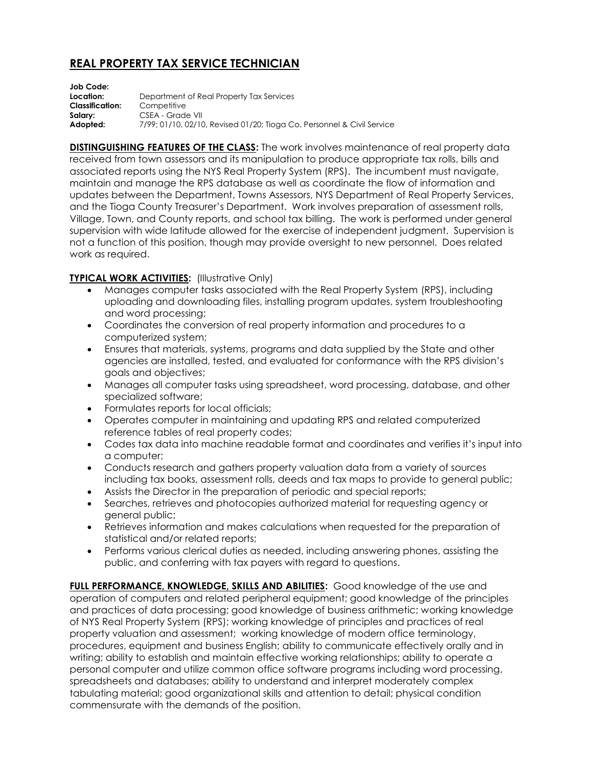# REAL PROPERTY TAX SERVICE TECHNICIAN

**Job Code:**
**Location:** Department of Real Property Tax Services
**Classification:** Competitive
**Salary:** CSEA - Grade VII
**Adopted:** 7/99; 01/10, 02/10, Revised 01/20; Tioga Co. Personnel & Civil Service

**DISTINGUISHING FEATURES OF THE CLASS:** The work involves maintenance of real property data received from town assessors and its manipulation to produce appropriate tax rolls, bills and associated reports using the NYS Real Property System (RPS). The incumbent must navigate, maintain and manage the RPS database as well as coordinate the flow of information and updates between the Department, Towns Assessors, NYS Department of Real Property Services, and the Tioga County Treasurer's Department. Work involves preparation of assessment rolls, Village, Town, and County reports, and school tax billing. The work is performed under general supervision with wide latitude allowed for the exercise of independent judgment. Supervision is not a function of this position, though may provide oversight to new personnel. Does related work as required.

**TYPICAL WORK ACTIVITIES:** (Illustrative Only)

- Manages computer tasks associated with the Real Property System (RPS), including uploading and downloading files, installing program updates, system troubleshooting and word processing;
- Coordinates the conversion of real property information and procedures to a computerized system;
- Ensures that materials, systems, programs and data supplied by the State and other agencies are installed, tested, and evaluated for conformance with the RPS division's goals and objectives;
- Manages all computer tasks using spreadsheet, word processing, database, and other specialized software;
- Formulates reports for local officials;
- Operates computer in maintaining and updating RPS and related computerized reference tables of real property codes;
- Codes tax data into machine readable format and coordinates and verifies it's input into a computer;
- Conducts research and gathers property valuation data from a variety of sources including tax books, assessment rolls, deeds and tax maps to provide to general public;
- Assists the Director in the preparation of periodic and special reports;
- Searches, retrieves and photocopies authorized material for requesting agency or general public;
- Retrieves information and makes calculations when requested for the preparation of statistical and/or related reports;
- Performs various clerical duties as needed, including answering phones, assisting the public, and conferring with tax payers with regard to questions.

**FULL PERFORMANCE, KNOWLEDGE, SKILLS AND ABILITIES:** Good knowledge of the use and operation of computers and related peripheral equipment; good knowledge of the principles and practices of data processing; good knowledge of business arithmetic; working knowledge of NYS Real Property System (RPS); working knowledge of principles and practices of real property valuation and assessment; working knowledge of modern office terminology, procedures, equipment and business English; ability to communicate effectively orally and in writing; ability to establish and maintain effective working relationships; ability to operate a personal computer and utilize common office software programs including word processing, spreadsheets and databases; ability to understand and interpret moderately complex tabulating material; good organizational skills and attention to detail; physical condition commensurate with the demands of the position.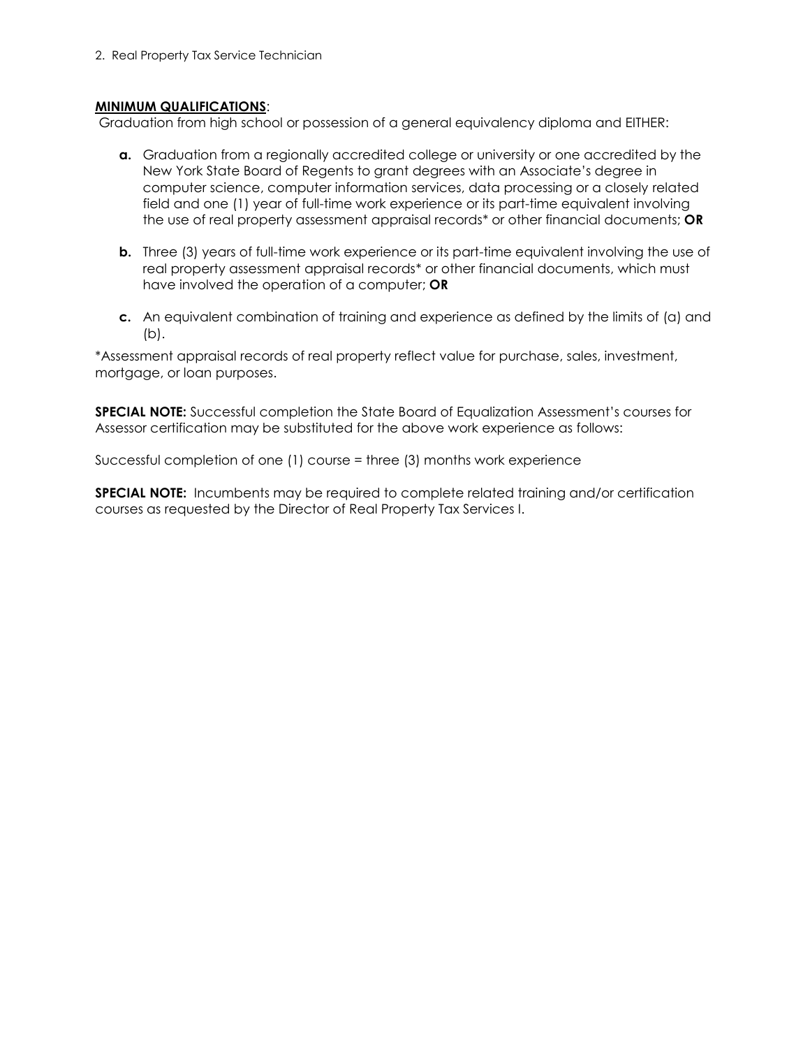**MINIMUM QUALIFICATIONS**:

Graduation from high school or possession of a general equivalency diploma and EITHER:

- **a.** Graduation from a regionally accredited college or university or one accredited by the New York State Board of Regents to grant degrees with an Associate's degree in computer science, computer information services, data processing or a closely related field and one (1) year of full-time work experience or its part-time equivalent involving the use of real property assessment appraisal records* or other financial documents; **OR**

- **b.** Three (3) years of full-time work experience or its part-time equivalent involving the use of real property assessment appraisal records* or other financial documents, which must have involved the operation of a computer; **OR**

- **c.** An equivalent combination of training and experience as defined by the limits of (a) and (b).

*Assessment appraisal records of real property reflect value for purchase, sales, investment, mortgage, or loan purposes.

**SPECIAL NOTE:** Successful completion the State Board of Equalization Assessment's courses for Assessor certification may be substituted for the above work experience as follows:

Successful completion of one (1) course = three (3) months work experience

**SPECIAL NOTE:** Incumbents may be required to complete related training and/or certification courses as requested by the Director of Real Property Tax Services I.